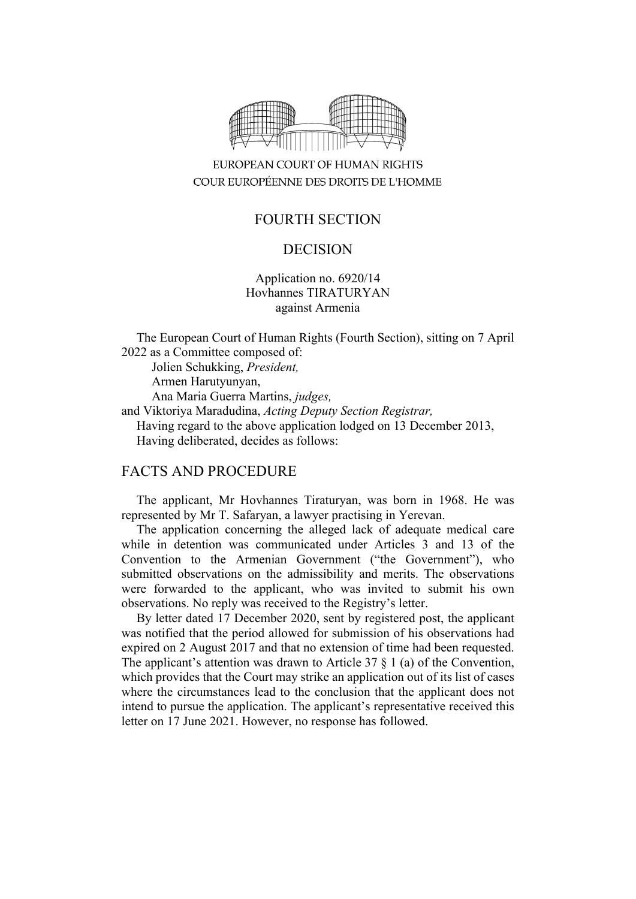EUROPEAN COURT OF HUMAN RIGHTS

COUR EUROPÉENNE DES DROITS DE L'HOMME

FOURTH SECTION

DECISION

Application no. 6920/14
Hovhannes TIRATURYAN
against Armenia

The European Court of Human Rights (Fourth Section), sitting on 7 April 2022 as a Committee composed of:

Jolien Schukking, *President,*
Armen Harutyunyan,
Ana Maria Guerra Martins, *judges,*
and Viktoriya Maradudina, *Acting Deputy Section Registrar,*

Having regard to the above application lodged on 13 December 2013,

Having deliberated, decides as follows:

## FACTS AND PROCEDURE

The applicant, Mr Hovhannes Tiraturyan, was born in 1968. He was represented by Mr T. Safaryan, a lawyer practising in Yerevan.

The application concerning the alleged lack of adequate medical care while in detention was communicated under Articles 3 and 13 of the Convention to the Armenian Government ("the Government"), who submitted observations on the admissibility and merits. The observations were forwarded to the applicant, who was invited to submit his own observations. No reply was received to the Registry's letter.

By letter dated 17 December 2020, sent by registered post, the applicant was notified that the period allowed for submission of his observations had expired on 2 August 2017 and that no extension of time had been requested. The applicant's attention was drawn to Article 37 § 1 (a) of the Convention, which provides that the Court may strike an application out of its list of cases where the circumstances lead to the conclusion that the applicant does not intend to pursue the application. The applicant's representative received this letter on 17 June 2021. However, no response has followed.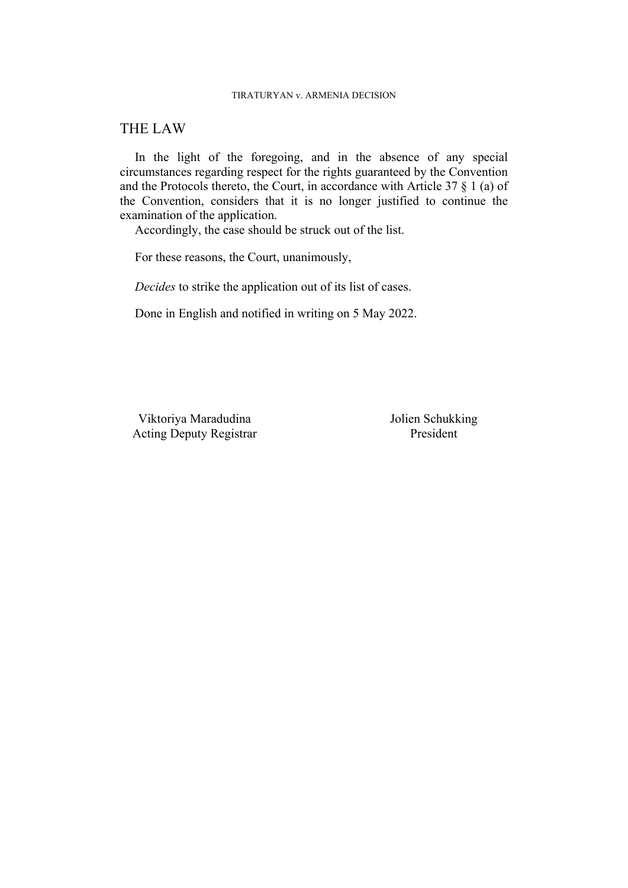## THE LAW

In the light of the foregoing, and in the absence of any special circumstances regarding respect for the rights guaranteed by the Convention and the Protocols thereto, the Court, in accordance with Article 37 § 1 (a) of the Convention, considers that it is no longer justified to continue the examination of the application.

Accordingly, the case should be struck out of the list.

For these reasons, the Court, unanimously,

*Decides* to strike the application out of its list of cases.

Done in English and notified in writing on 5 May 2022.

Viktoriya Maradudina
Acting Deputy Registrar

Jolien Schukking
President